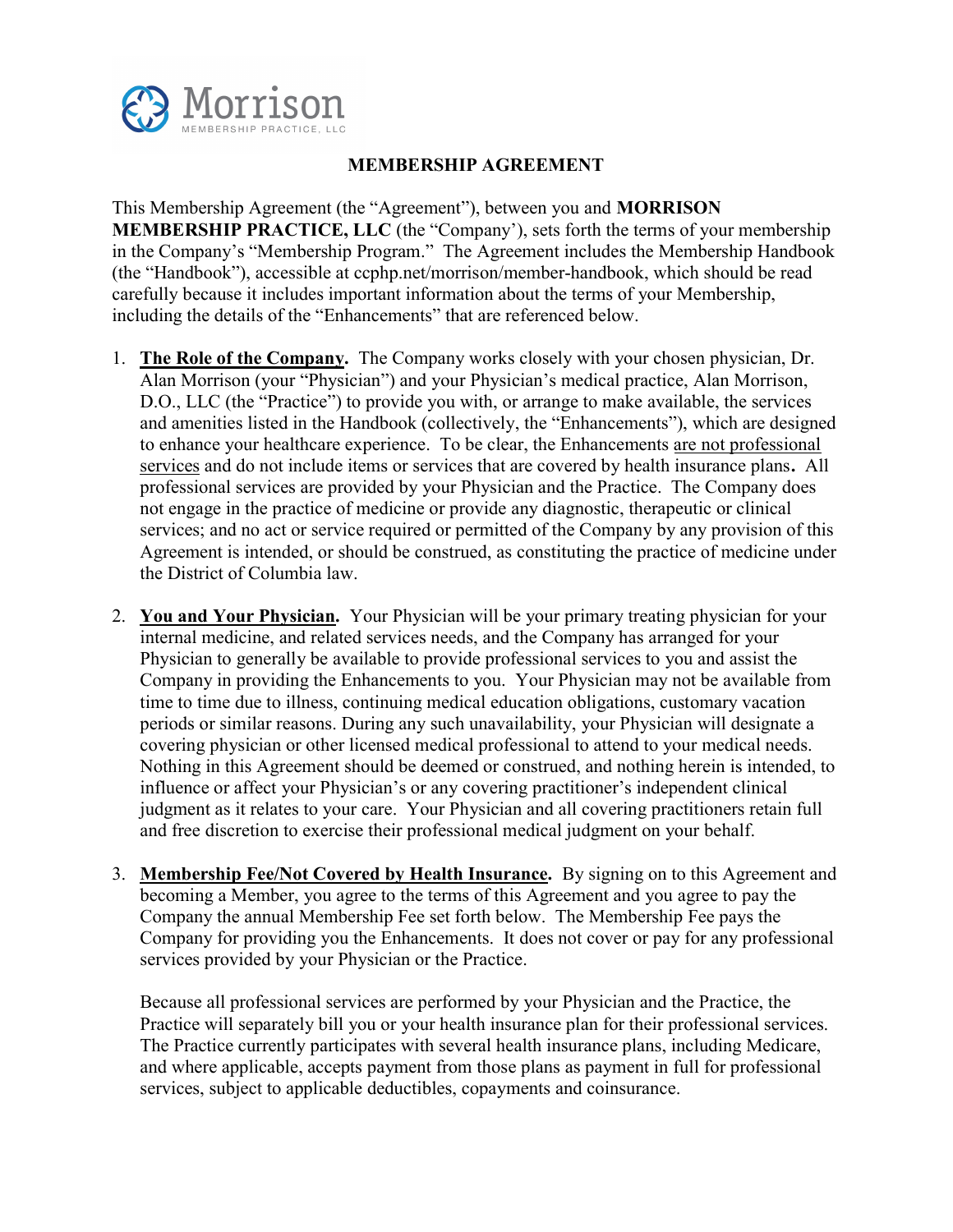Morrison
MEMBERSHIP PRACTICE, LLC

# MEMBERSHIP AGREEMENT

This Membership Agreement (the "Agreement"), between you and **MORRISON MEMBERSHIP PRACTICE, LLC** (the "Company'), sets forth the terms of your membership in the Company's "Membership Program." The Agreement includes the Membership Handbook (the "Handbook"), accessible at ccphp.net/morrison/member-handbook, which should be read carefully because it includes important information about the terms of your Membership, including the details of the "Enhancements" that are referenced below.

1. **The Role of the Company.** The Company works closely with your chosen physician, Dr. Alan Morrison (your "Physician") and your Physician's medical practice, Alan Morrison, D.O., LLC (the "Practice") to provide you with, or arrange to make available, the services and amenities listed in the Handbook (collectively, the "Enhancements"), which are designed to enhance your healthcare experience. To be clear, the Enhancements are not professional services and do not include items or services that are covered by health insurance plans**.** All professional services are provided by your Physician and the Practice. The Company does not engage in the practice of medicine or provide any diagnostic, therapeutic or clinical services; and no act or service required or permitted of the Company by any provision of this Agreement is intended, or should be construed, as constituting the practice of medicine under the District of Columbia law.

2. **You and Your Physician.** Your Physician will be your primary treating physician for your internal medicine, and related services needs, and the Company has arranged for your Physician to generally be available to provide professional services to you and assist the Company in providing the Enhancements to you. Your Physician may not be available from time to time due to illness, continuing medical education obligations, customary vacation periods or similar reasons. During any such unavailability, your Physician will designate a covering physician or other licensed medical professional to attend to your medical needs. Nothing in this Agreement should be deemed or construed, and nothing herein is intended, to influence or affect your Physician's or any covering practitioner's independent clinical judgment as it relates to your care. Your Physician and all covering practitioners retain full and free discretion to exercise their professional medical judgment on your behalf.

3. **Membership Fee/Not Covered by Health Insurance.** By signing on to this Agreement and becoming a Member, you agree to the terms of this Agreement and you agree to pay the Company the annual Membership Fee set forth below. The Membership Fee pays the Company for providing you the Enhancements. It does not cover or pay for any professional services provided by your Physician or the Practice.

   Because all professional services are performed by your Physician and the Practice, the Practice will separately bill you or your health insurance plan for their professional services. The Practice currently participates with several health insurance plans, including Medicare, and where applicable, accepts payment from those plans as payment in full for professional services, subject to applicable deductibles, copayments and coinsurance.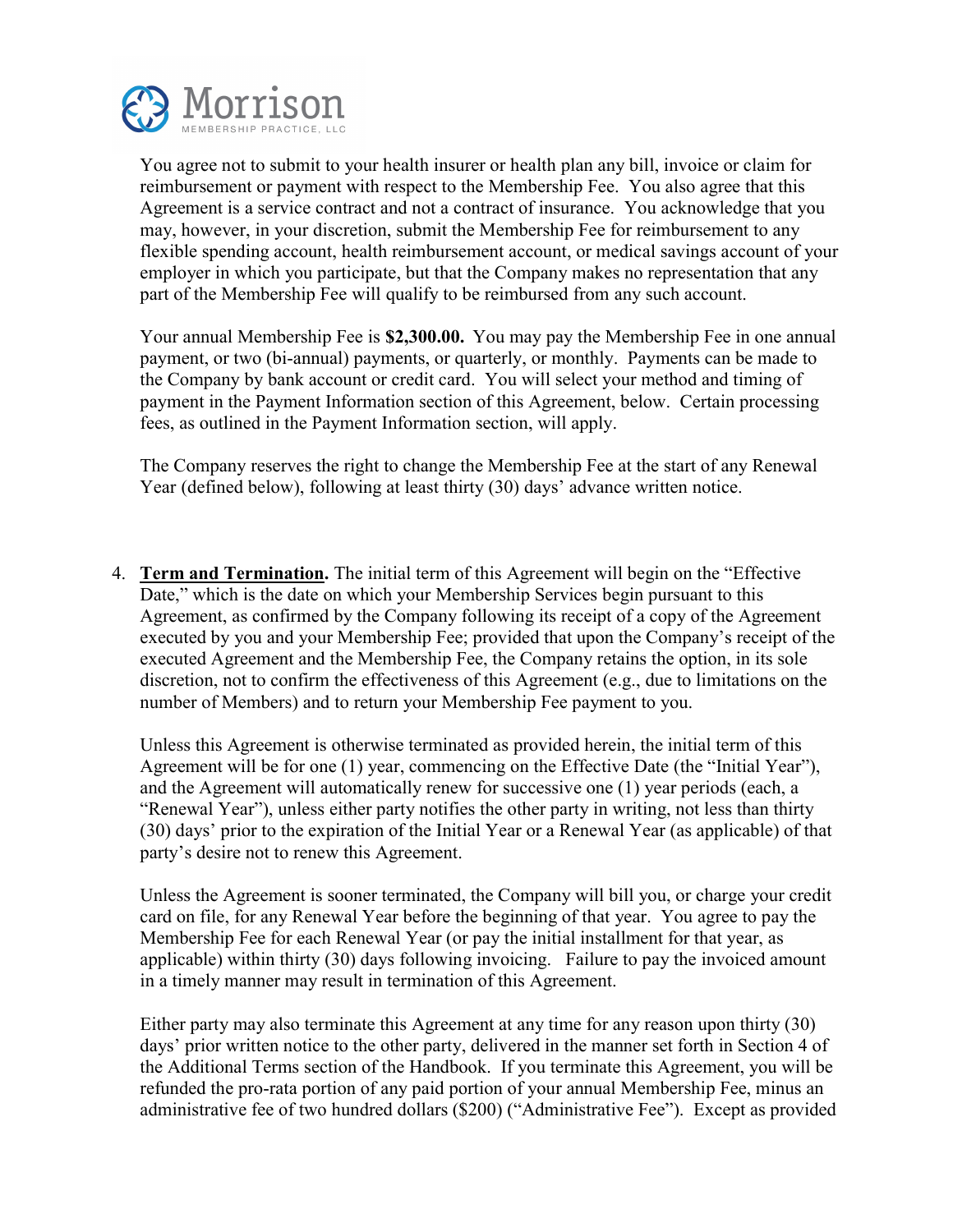You agree not to submit to your health insurer or health plan any bill, invoice or claim for reimbursement or payment with respect to the Membership Fee. You also agree that this Agreement is a service contract and not a contract of insurance. You acknowledge that you may, however, in your discretion, submit the Membership Fee for reimbursement to any flexible spending account, health reimbursement account, or medical savings account of your employer in which you participate, but that the Company makes no representation that any part of the Membership Fee will qualify to be reimbursed from any such account.

Your annual Membership Fee is **$2,300.00.** You may pay the Membership Fee in one annual payment, or two (bi-annual) payments, or quarterly, or monthly. Payments can be made to the Company by bank account or credit card. You will select your method and timing of payment in the Payment Information section of this Agreement, below. Certain processing fees, as outlined in the Payment Information section, will apply.

The Company reserves the right to change the Membership Fee at the start of any Renewal Year (defined below), following at least thirty (30) days' advance written notice.

4. **<u>Term and Termination</u>.** The initial term of this Agreement will begin on the "Effective Date," which is the date on which your Membership Services begin pursuant to this Agreement, as confirmed by the Company following its receipt of a copy of the Agreement executed by you and your Membership Fee; provided that upon the Company's receipt of the executed Agreement and the Membership Fee, the Company retains the option, in its sole discretion, not to confirm the effectiveness of this Agreement (e.g., due to limitations on the number of Members) and to return your Membership Fee payment to you.

   Unless this Agreement is otherwise terminated as provided herein, the initial term of this Agreement will be for one (1) year, commencing on the Effective Date (the "Initial Year"), and the Agreement will automatically renew for successive one (1) year periods (each, a "Renewal Year"), unless either party notifies the other party in writing, not less than thirty (30) days' prior to the expiration of the Initial Year or a Renewal Year (as applicable) of that party's desire not to renew this Agreement.

   Unless the Agreement is sooner terminated, the Company will bill you, or charge your credit card on file, for any Renewal Year before the beginning of that year. You agree to pay the Membership Fee for each Renewal Year (or pay the initial installment for that year, as applicable) within thirty (30) days following invoicing. Failure to pay the invoiced amount in a timely manner may result in termination of this Agreement.

   Either party may also terminate this Agreement at any time for any reason upon thirty (30) days' prior written notice to the other party, delivered in the manner set forth in Section 4 of the Additional Terms section of the Handbook. If you terminate this Agreement, you will be refunded the pro-rata portion of any paid portion of your annual Membership Fee, minus an administrative fee of two hundred dollars ($200) ("Administrative Fee"). Except as provided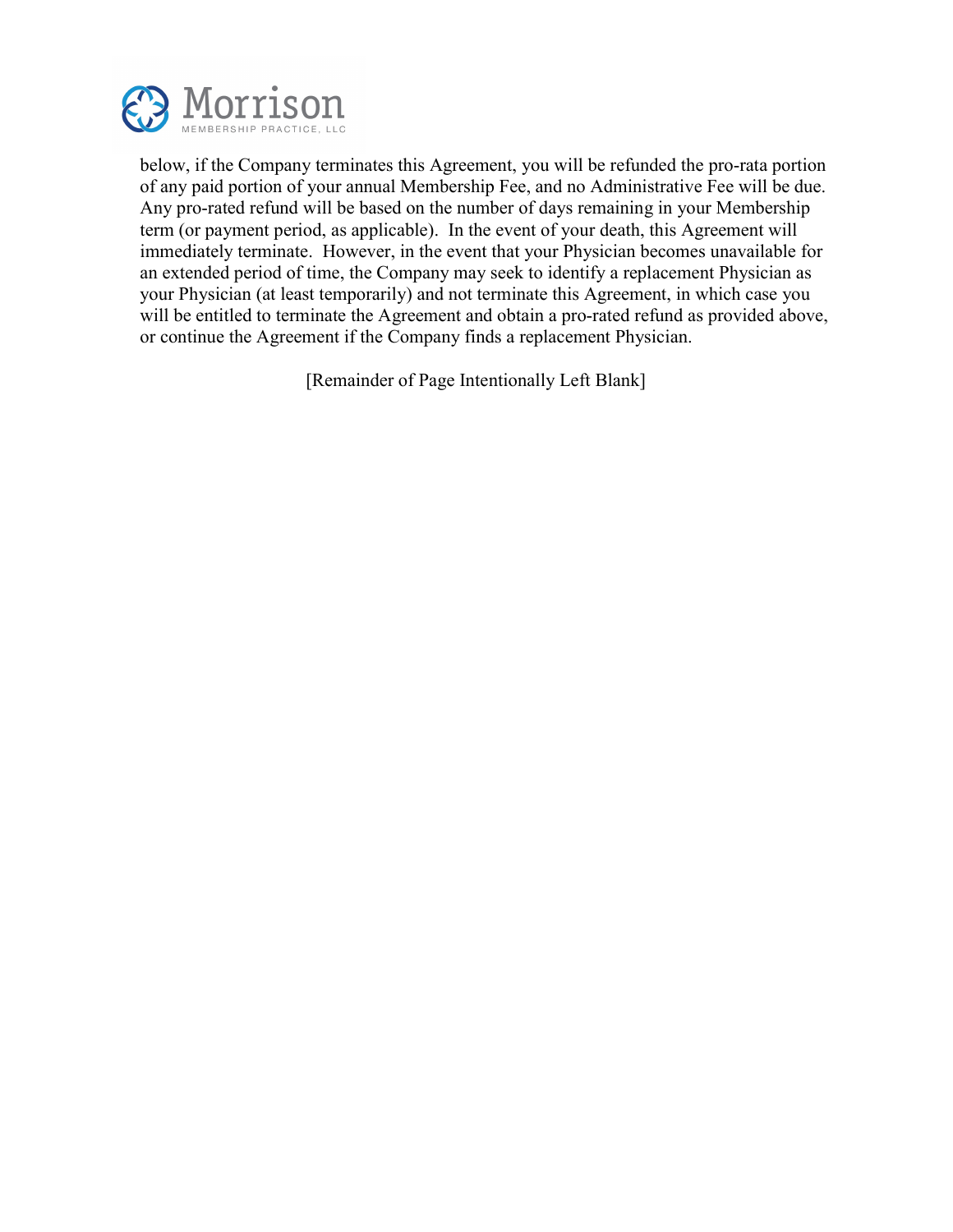below, if the Company terminates this Agreement, you will be refunded the pro-rata portion of any paid portion of your annual Membership Fee, and no Administrative Fee will be due. Any pro-rated refund will be based on the number of days remaining in your Membership term (or payment period, as applicable). In the event of your death, this Agreement will immediately terminate. However, in the event that your Physician becomes unavailable for an extended period of time, the Company may seek to identify a replacement Physician as your Physician (at least temporarily) and not terminate this Agreement, in which case you will be entitled to terminate the Agreement and obtain a pro-rated refund as provided above, or continue the Agreement if the Company finds a replacement Physician.

[Remainder of Page Intentionally Left Blank]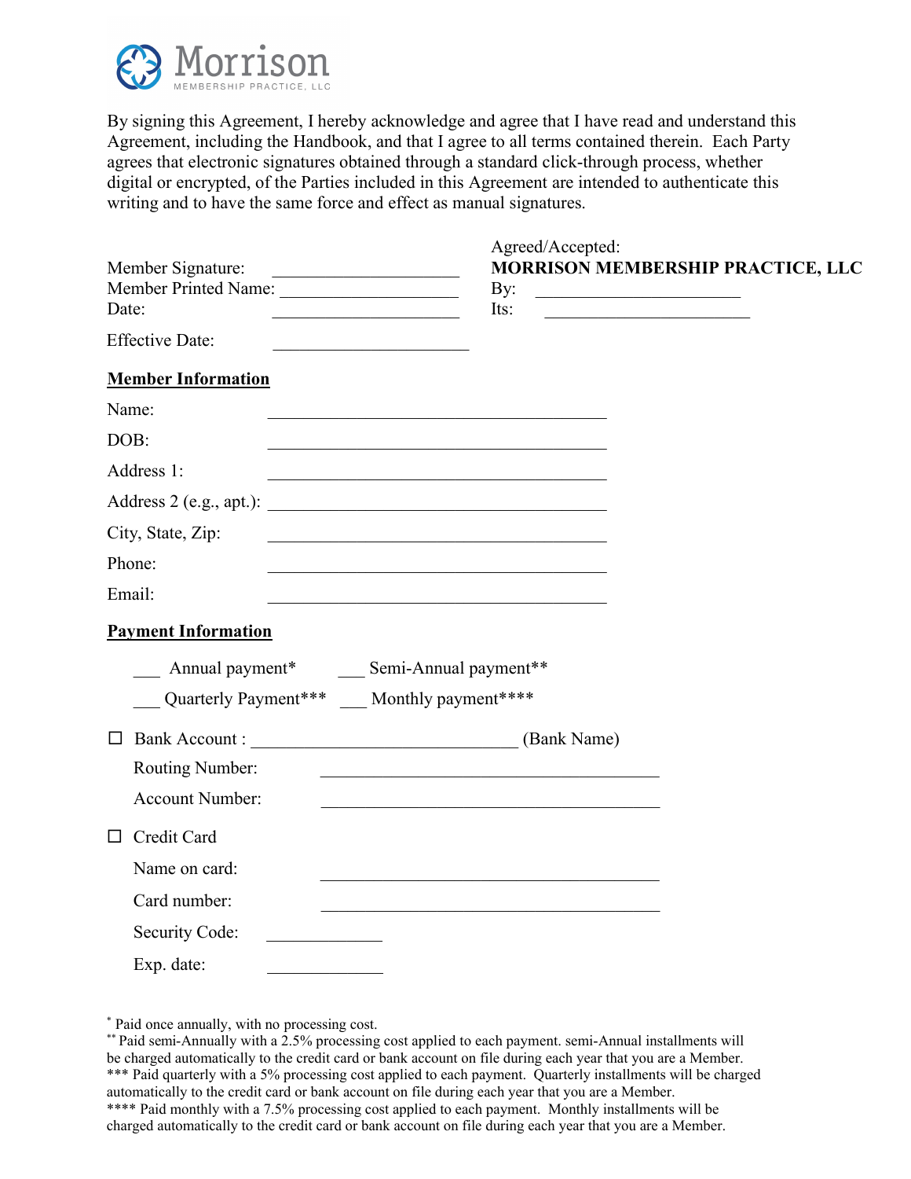Morrison
MEMBERSHIP PRACTICE, LLC

By signing this Agreement, I hereby acknowledge and agree that I have read and understand this Agreement, including the Handbook, and that I agree to all terms contained therein. Each Party agrees that electronic signatures obtained through a standard click-through process, whether digital or encrypted, of the Parties included in this Agreement are intended to authenticate this writing and to have the same force and effect as manual signatures.

Member Signature: ____________________
Member Printed Name: ____________________
Date: ____________________

Agreed/Accepted:
**MORRISON MEMBERSHIP PRACTICE, LLC**
By: ______________________
Its: ______________________

Effective Date: ____________________

**Member Information**

Name: ______________________________________

DOB: ______________________________________

Address 1: ______________________________________

Address 2 (e.g., apt.): ______________________________________

City, State, Zip: ______________________________________

Phone: ______________________________________

Email: ______________________________________

**Payment Information**

___ Annual payment*   ___ Semi-Annual payment**

___ Quarterly Payment***   ___ Monthly payment****

☐ Bank Account : ______________________________ (Bank Name)

Routing Number: ______________________________________

Account Number: ______________________________________

☐ Credit Card

Name on card: ______________________________________

Card number: ______________________________________

Security Code: ____________

Exp. date: ____________

* Paid once annually, with no processing cost.
** Paid semi-Annually with a 2.5% processing cost applied to each payment. semi-Annual installments will be charged automatically to the credit card or bank account on file during each year that you are a Member.
*** Paid quarterly with a 5% processing cost applied to each payment. Quarterly installments will be charged automatically to the credit card or bank account on file during each year that you are a Member.
**** Paid monthly with a 7.5% processing cost applied to each payment. Monthly installments will be charged automatically to the credit card or bank account on file during each year that you are a Member.